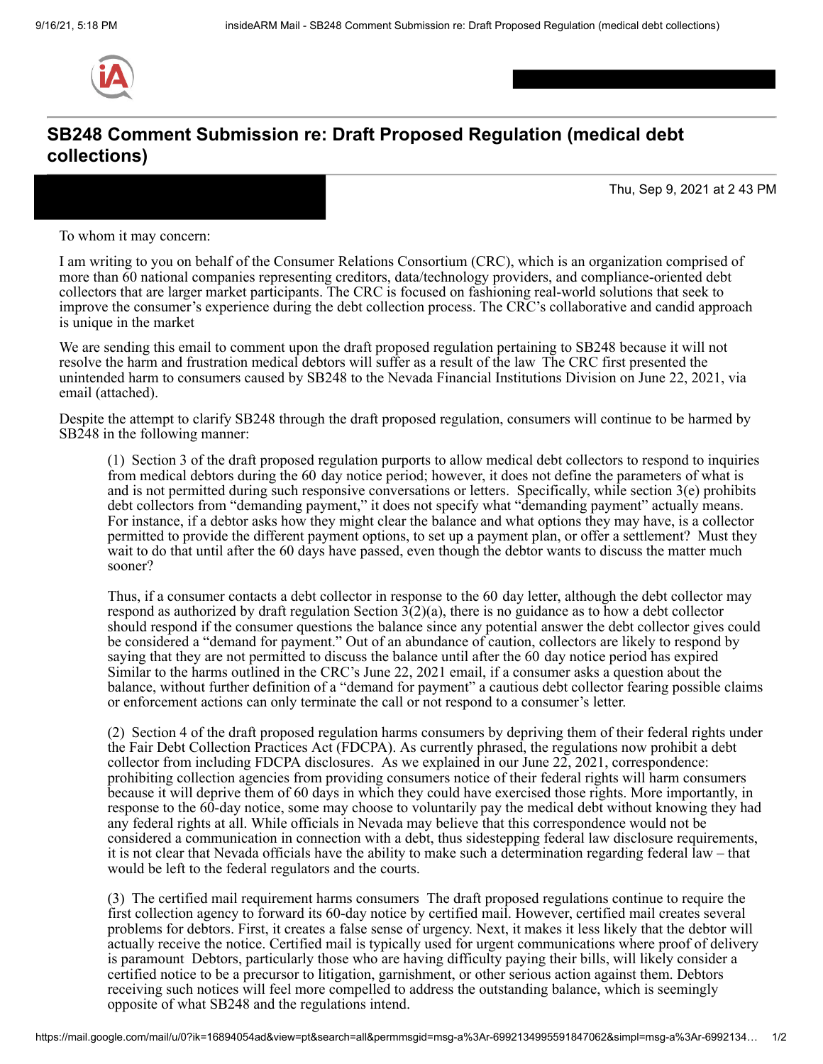# SB248 Comment Submission re: Draft Proposed Regulation (medical debt collections)

Thu, Sep 9, 2021 at 2 43 PM

To whom it may concern:

I am writing to you on behalf of the Consumer Relations Consortium (CRC), which is an organization comprised of more than 60 national companies representing creditors, data/technology providers, and compliance-oriented debt collectors that are larger market participants. The CRC is focused on fashioning real-world solutions that seek to improve the consumer's experience during the debt collection process. The CRC's collaborative and candid approach is unique in the market

We are sending this email to comment upon the draft proposed regulation pertaining to SB248 because it will not resolve the harm and frustration medical debtors will suffer as a result of the law The CRC first presented the unintended harm to consumers caused by SB248 to the Nevada Financial Institutions Division on June 22, 2021, via email (attached).

Despite the attempt to clarify SB248 through the draft proposed regulation, consumers will continue to be harmed by SB248 in the following manner:

> (1) Section 3 of the draft proposed regulation purports to allow medical debt collectors to respond to inquiries from medical debtors during the 60 day notice period; however, it does not define the parameters of what is and is not permitted during such responsive conversations or letters. Specifically, while section 3(e) prohibits debt collectors from "demanding payment," it does not specify what "demanding payment" actually means. For instance, if a debtor asks how they might clear the balance and what options they may have, is a collector permitted to provide the different payment options, to set up a payment plan, or offer a settlement? Must they wait to do that until after the 60 days have passed, even though the debtor wants to discuss the matter much sooner?
>
> Thus, if a consumer contacts a debt collector in response to the 60 day letter, although the debt collector may respond as authorized by draft regulation Section 3(2)(a), there is no guidance as to how a debt collector should respond if the consumer questions the balance since any potential answer the debt collector gives could be considered a "demand for payment." Out of an abundance of caution, collectors are likely to respond by saying that they are not permitted to discuss the balance until after the 60 day notice period has expired Similar to the harms outlined in the CRC's June 22, 2021 email, if a consumer asks a question about the balance, without further definition of a "demand for payment" a cautious debt collector fearing possible claims or enforcement actions can only terminate the call or not respond to a consumer's letter.
>
> (2) Section 4 of the draft proposed regulation harms consumers by depriving them of their federal rights under the Fair Debt Collection Practices Act (FDCPA). As currently phrased, the regulations now prohibit a debt collector from including FDCPA disclosures. As we explained in our June 22, 2021, correspondence: prohibiting collection agencies from providing consumers notice of their federal rights will harm consumers because it will deprive them of 60 days in which they could have exercised those rights. More importantly, in response to the 60-day notice, some may choose to voluntarily pay the medical debt without knowing they had any federal rights at all. While officials in Nevada may believe that this correspondence would not be considered a communication in connection with a debt, thus sidestepping federal law disclosure requirements, it is not clear that Nevada officials have the ability to make such a determination regarding federal law – that would be left to the federal regulators and the courts.
>
> (3) The certified mail requirement harms consumers The draft proposed regulations continue to require the first collection agency to forward its 60-day notice by certified mail. However, certified mail creates several problems for debtors. First, it creates a false sense of urgency. Next, it makes it less likely that the debtor will actually receive the notice. Certified mail is typically used for urgent communications where proof of delivery is paramount Debtors, particularly those who are having difficulty paying their bills, will likely consider a certified notice to be a precursor to litigation, garnishment, or other serious action against them. Debtors receiving such notices will feel more compelled to address the outstanding balance, which is seemingly opposite of what SB248 and the regulations intend.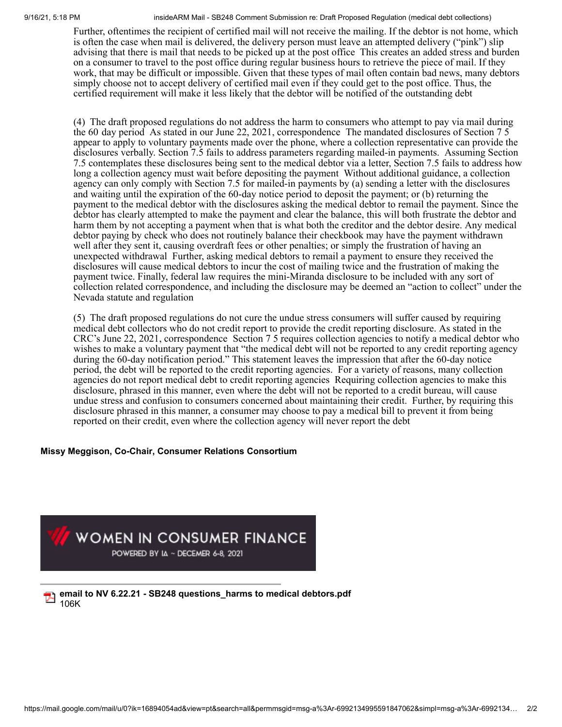Further, oftentimes the recipient of certified mail will not receive the mailing. If the debtor is not home, which is often the case when mail is delivered, the delivery person must leave an attempted delivery ("pink") slip advising that there is mail that needs to be picked up at the post office This creates an added stress and burden on a consumer to travel to the post office during regular business hours to retrieve the piece of mail. If they work, that may be difficult or impossible. Given that these types of mail often contain bad news, many debtors simply choose not to accept delivery of certified mail even if they could get to the post office. Thus, the certified requirement will make it less likely that the debtor will be notified of the outstanding debt

(4) The draft proposed regulations do not address the harm to consumers who attempt to pay via mail during the 60 day period As stated in our June 22, 2021, correspondence The mandated disclosures of Section 7 5 appear to apply to voluntary payments made over the phone, where a collection representative can provide the disclosures verbally. Section 7.5 fails to address parameters regarding mailed-in payments. Assuming Section 7.5 contemplates these disclosures being sent to the medical debtor via a letter, Section 7.5 fails to address how long a collection agency must wait before depositing the payment Without additional guidance, a collection agency can only comply with Section 7.5 for mailed-in payments by (a) sending a letter with the disclosures and waiting until the expiration of the 60-day notice period to deposit the payment; or (b) returning the payment to the medical debtor with the disclosures asking the medical debtor to remail the payment. Since the debtor has clearly attempted to make the payment and clear the balance, this will both frustrate the debtor and harm them by not accepting a payment when that is what both the creditor and the debtor desire. Any medical debtor paying by check who does not routinely balance their checkbook may have the payment withdrawn well after they sent it, causing overdraft fees or other penalties; or simply the frustration of having an unexpected withdrawal Further, asking medical debtors to remail a payment to ensure they received the disclosures will cause medical debtors to incur the cost of mailing twice and the frustration of making the payment twice. Finally, federal law requires the mini-Miranda disclosure to be included with any sort of collection related correspondence, and including the disclosure may be deemed an "action to collect" under the Nevada statute and regulation

(5) The draft proposed regulations do not cure the undue stress consumers will suffer caused by requiring medical debt collectors who do not credit report to provide the credit reporting disclosure. As stated in the CRC's June 22, 2021, correspondence Section 7 5 requires collection agencies to notify a medical debtor who wishes to make a voluntary payment that "the medical debt will not be reported to any credit reporting agency during the 60-day notification period." This statement leaves the impression that after the 60-day notice period, the debt will be reported to the credit reporting agencies. For a variety of reasons, many collection agencies do not report medical debt to credit reporting agencies Requiring collection agencies to make this disclosure, phrased in this manner, even where the debt will not be reported to a credit bureau, will cause undue stress and confusion to consumers concerned about maintaining their credit. Further, by requiring this disclosure phrased in this manner, a consumer may choose to pay a medical bill to prevent it from being reported on their credit, even where the collection agency will never report the debt

**Missy Meggison, Co-Chair, Consumer Relations Consortium**

WOMEN IN CONSUMER FINANCE

POWERED BY IA ~ DECEMER 6-8, 2021

**email to NV 6.22.21 - SB248 questions_harms to medical debtors.pdf**
106K